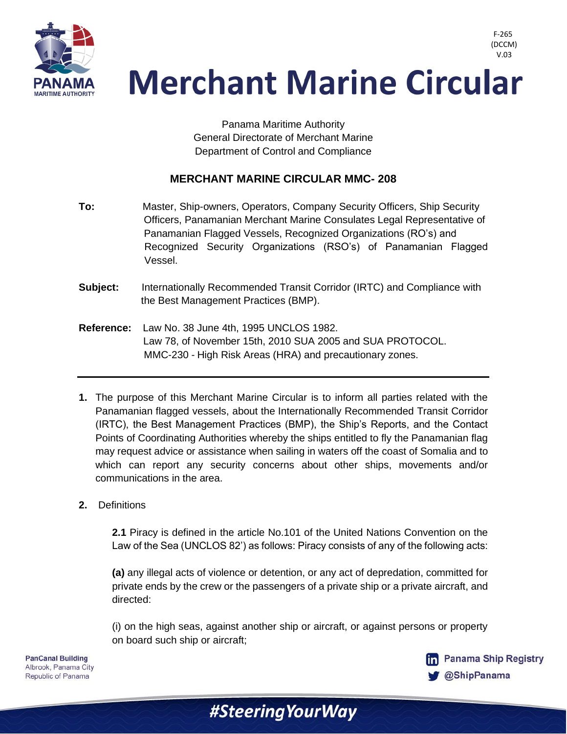F-265
(DCCM)
V.03

# Merchant Marine Circular

Panama Maritime Authority
General Directorate of Merchant Marine
Department of Control and Compliance

**MERCHANT MARINE CIRCULAR MMC- 208**

**To:** Master, Ship-owners, Operators, Company Security Officers, Ship Security Officers, Panamanian Merchant Marine Consulates Legal Representative of Panamanian Flagged Vessels, Recognized Organizations (RO's) and Recognized Security Organizations (RSO's) of Panamanian Flagged Vessel.

**Subject:** Internationally Recommended Transit Corridor (IRTC) and Compliance with the Best Management Practices (BMP).

**Reference:** Law No. 38 June 4th, 1995 UNCLOS 1982.
Law 78, of November 15th, 2010 SUA 2005 and SUA PROTOCOL.
MMC-230 - High Risk Areas (HRA) and precautionary zones.

---

**1.** The purpose of this Merchant Marine Circular is to inform all parties related with the Panamanian flagged vessels, about the Internationally Recommended Transit Corridor (IRTC), the Best Management Practices (BMP), the Ship's Reports, and the Contact Points of Coordinating Authorities whereby the ships entitled to fly the Panamanian flag may request advice or assistance when sailing in waters off the coast of Somalia and to which can report any security concerns about other ships, movements and/or communications in the area.

**2.** Definitions

**2.1** Piracy is defined in the article No.101 of the United Nations Convention on the Law of the Sea (UNCLOS 82') as follows: Piracy consists of any of the following acts:

**(a)** any illegal acts of violence or detention, or any act of depredation, committed for private ends by the crew or the passengers of a private ship or a private aircraft, and directed:

(i) on the high seas, against another ship or aircraft, or against persons or property on board such ship or aircraft;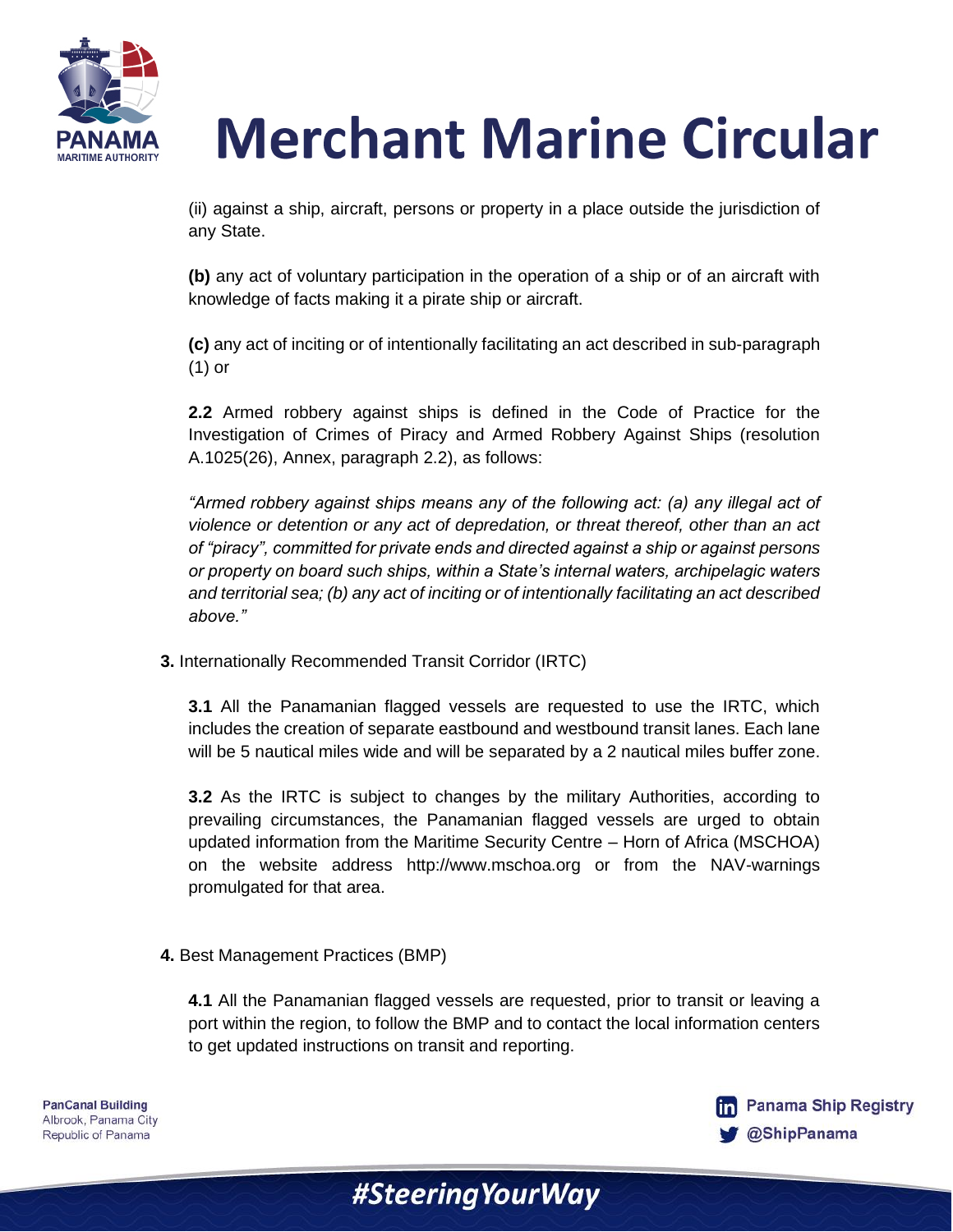(ii) against a ship, aircraft, persons or property in a place outside the jurisdiction of any State.

**(b)** any act of voluntary participation in the operation of a ship or of an aircraft with knowledge of facts making it a pirate ship or aircraft.

**(c)** any act of inciting or of intentionally facilitating an act described in sub-paragraph (1) or

**2.2** Armed robbery against ships is defined in the Code of Practice for the Investigation of Crimes of Piracy and Armed Robbery Against Ships (resolution A.1025(26), Annex, paragraph 2.2), as follows:

*"Armed robbery against ships means any of the following act: (a) any illegal act of violence or detention or any act of depredation, or threat thereof, other than an act of "piracy", committed for private ends and directed against a ship or against persons or property on board such ships, within a State's internal waters, archipelagic waters and territorial sea; (b) any act of inciting or of intentionally facilitating an act described above."*

**3.** Internationally Recommended Transit Corridor (IRTC)

**3.1** All the Panamanian flagged vessels are requested to use the IRTC, which includes the creation of separate eastbound and westbound transit lanes. Each lane will be 5 nautical miles wide and will be separated by a 2 nautical miles buffer zone.

**3.2** As the IRTC is subject to changes by the military Authorities, according to prevailing circumstances, the Panamanian flagged vessels are urged to obtain updated information from the Maritime Security Centre – Horn of Africa (MSCHOA) on the website address http://www.mschoa.org or from the NAV-warnings promulgated for that area.

**4.** Best Management Practices (BMP)

**4.1** All the Panamanian flagged vessels are requested, prior to transit or leaving a port within the region, to follow the BMP and to contact the local information centers to get updated instructions on transit and reporting.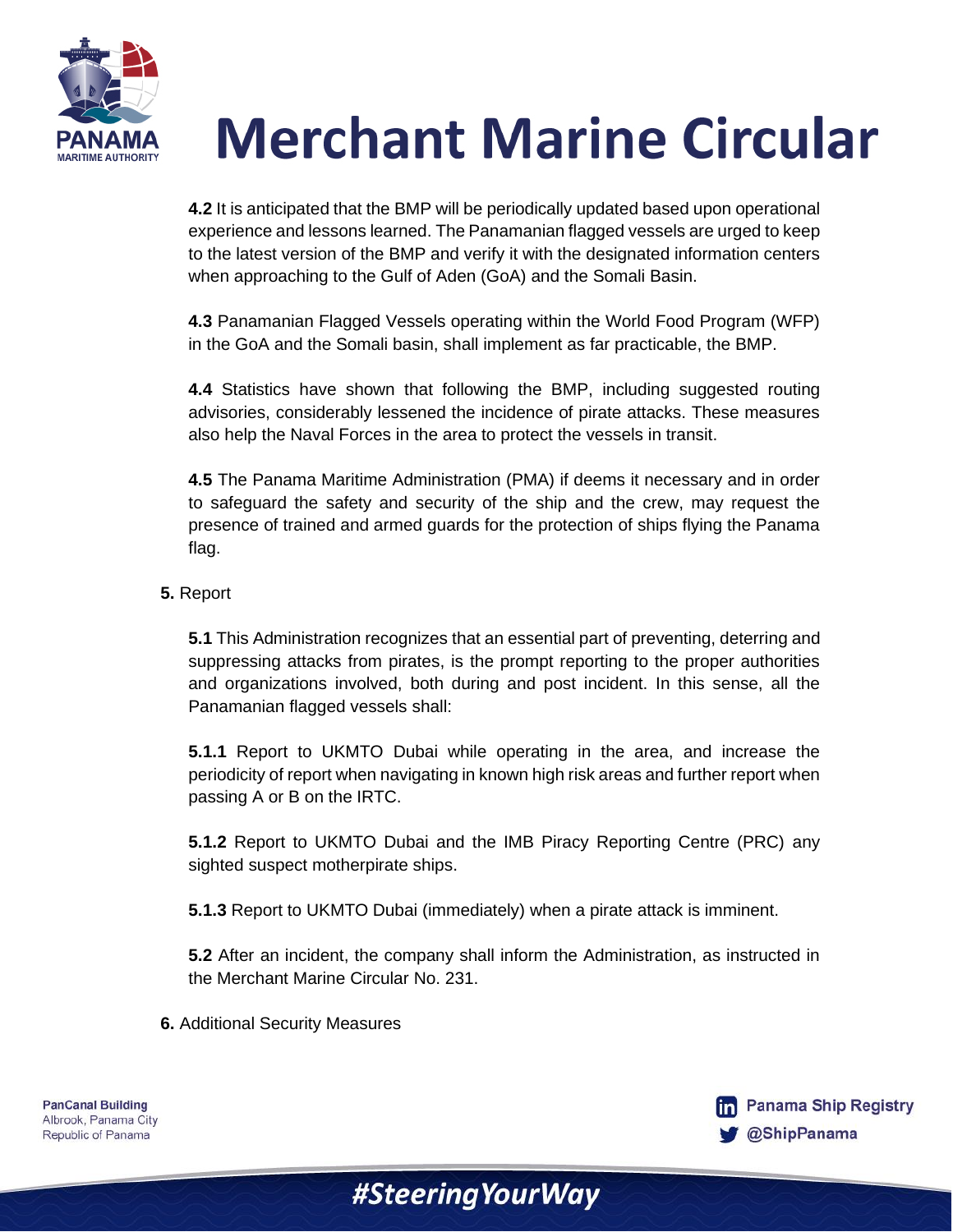**4.2** It is anticipated that the BMP will be periodically updated based upon operational experience and lessons learned. The Panamanian flagged vessels are urged to keep to the latest version of the BMP and verify it with the designated information centers when approaching to the Gulf of Aden (GoA) and the Somali Basin.

**4.3** Panamanian Flagged Vessels operating within the World Food Program (WFP) in the GoA and the Somali basin, shall implement as far practicable, the BMP.

**4.4** Statistics have shown that following the BMP, including suggested routing advisories, considerably lessened the incidence of pirate attacks. These measures also help the Naval Forces in the area to protect the vessels in transit.

**4.5** The Panama Maritime Administration (PMA) if deems it necessary and in order to safeguard the safety and security of the ship and the crew, may request the presence of trained and armed guards for the protection of ships flying the Panama flag.

**5.** Report

**5.1** This Administration recognizes that an essential part of preventing, deterring and suppressing attacks from pirates, is the prompt reporting to the proper authorities and organizations involved, both during and post incident. In this sense, all the Panamanian flagged vessels shall:

**5.1.1** Report to UKMTO Dubai while operating in the area, and increase the periodicity of report when navigating in known high risk areas and further report when passing A or B on the IRTC.

**5.1.2** Report to UKMTO Dubai and the IMB Piracy Reporting Centre (PRC) any sighted suspect motherpirate ships.

**5.1.3** Report to UKMTO Dubai (immediately) when a pirate attack is imminent.

**5.2** After an incident, the company shall inform the Administration, as instructed in the Merchant Marine Circular No. 231.

**6.** Additional Security Measures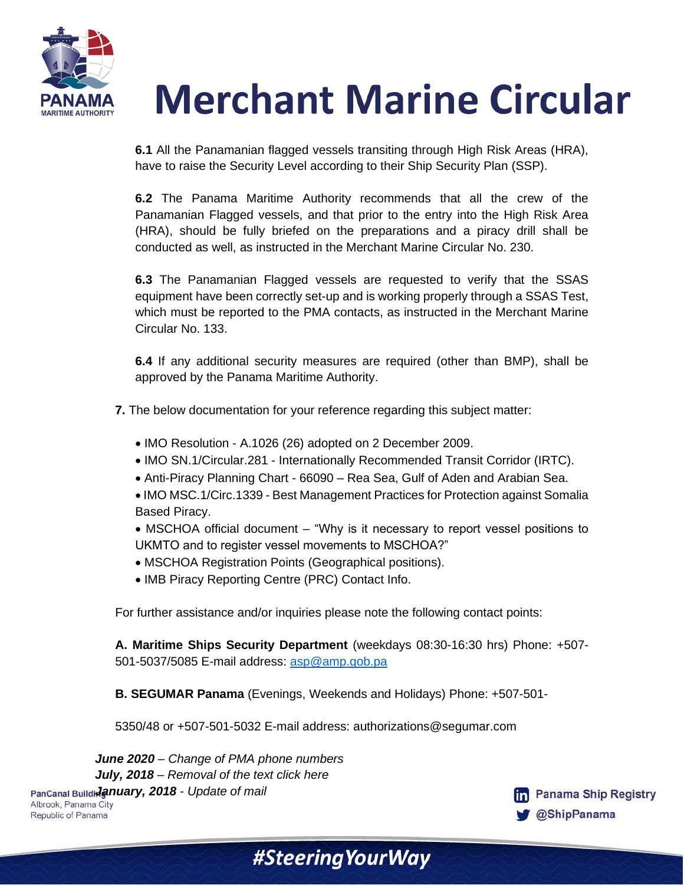**6.1** All the Panamanian flagged vessels transiting through High Risk Areas (HRA), have to raise the Security Level according to their Ship Security Plan (SSP).

**6.2** The Panama Maritime Authority recommends that all the crew of the Panamanian Flagged vessels, and that prior to the entry into the High Risk Area (HRA), should be fully briefed on the preparations and a piracy drill shall be conducted as well, as instructed in the Merchant Marine Circular No. 230.

**6.3** The Panamanian Flagged vessels are requested to verify that the SSAS equipment have been correctly set-up and is working properly through a SSAS Test, which must be reported to the PMA contacts, as instructed in the Merchant Marine Circular No. 133.

**6.4** If any additional security measures are required (other than BMP), shall be approved by the Panama Maritime Authority.

**7.** The below documentation for your reference regarding this subject matter:

- IMO Resolution - A.1026 (26) adopted on 2 December 2009.
- IMO SN.1/Circular.281 - Internationally Recommended Transit Corridor (IRTC).
- Anti-Piracy Planning Chart - 66090 – Rea Sea, Gulf of Aden and Arabian Sea.
- IMO MSC.1/Circ.1339 - Best Management Practices for Protection against Somalia Based Piracy.
- MSCHOA official document – "Why is it necessary to report vessel positions to UKMTO and to register vessel movements to MSCHOA?"
- MSCHOA Registration Points (Geographical positions).
- IMB Piracy Reporting Centre (PRC) Contact Info.

For further assistance and/or inquiries please note the following contact points:

**A. Maritime Ships Security Department** (weekdays 08:30-16:30 hrs) Phone: +507-501-5037/5085 E-mail address: asp@amp.gob.pa

**B. SEGUMAR Panama** (Evenings, Weekends and Holidays) Phone: +507-501-5350/48 or +507-501-5032 E-mail address: authorizations@segumar.com

***June 2020** – Change of PMA phone numbers*
***July, 2018** – Removal of the text click here*
***January, 2018** - Update of mail*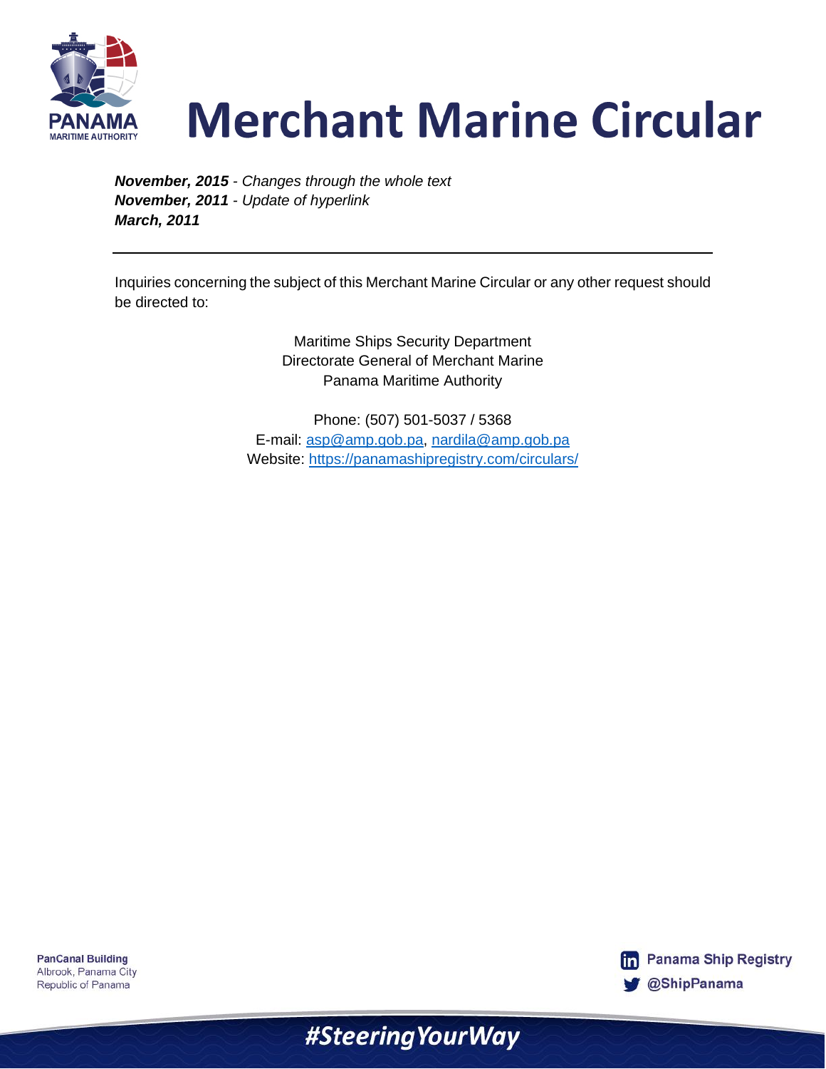# Merchant Marine Circular

***November, 2015*** *- Changes through the whole text*
***November, 2011*** *- Update of hyperlink*
***March, 2011***

---

Inquiries concerning the subject of this Merchant Marine Circular or any other request should be directed to:

Maritime Ships Security Department
Directorate General of Merchant Marine
Panama Maritime Authority

Phone: (507) 501-5037 / 5368
E-mail: asp@amp.gob.pa, nardila@amp.gob.pa
Website: https://panamashipregistry.com/circulars/